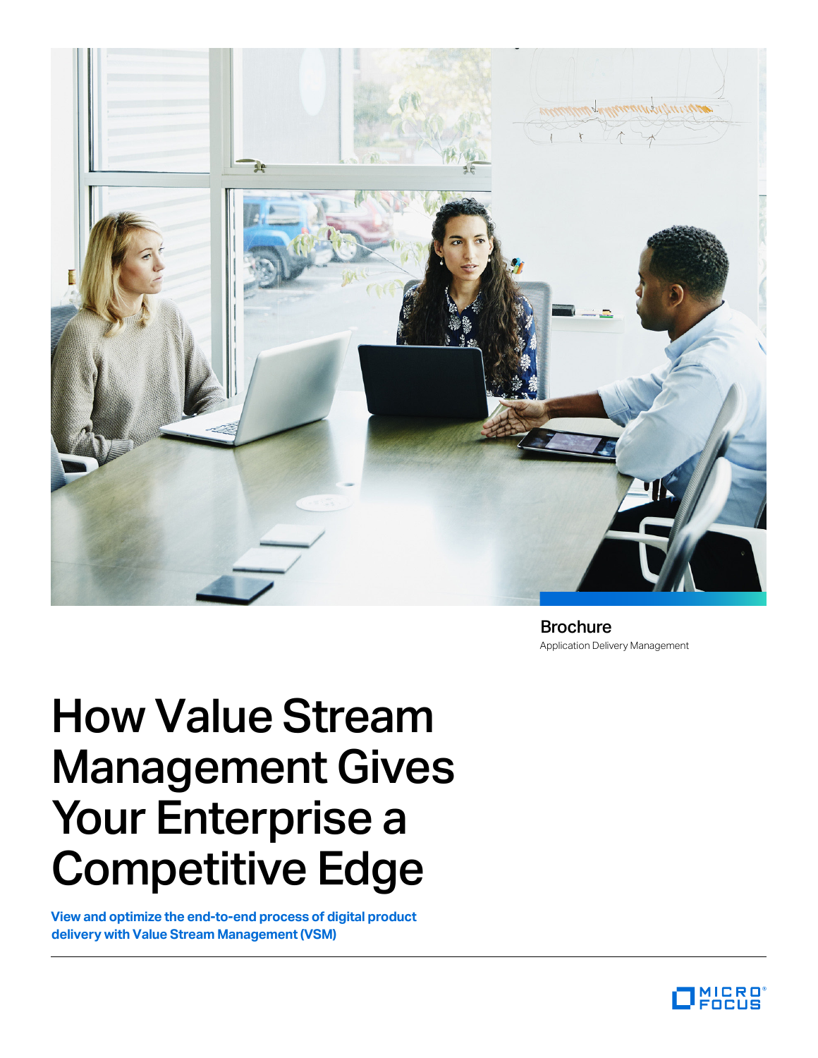Brochure
Application Delivery Management

# How Value Stream Management Gives Your Enterprise a Competitive Edge

**View and optimize the end-to-end process of digital product delivery with Value Stream Management (VSM)**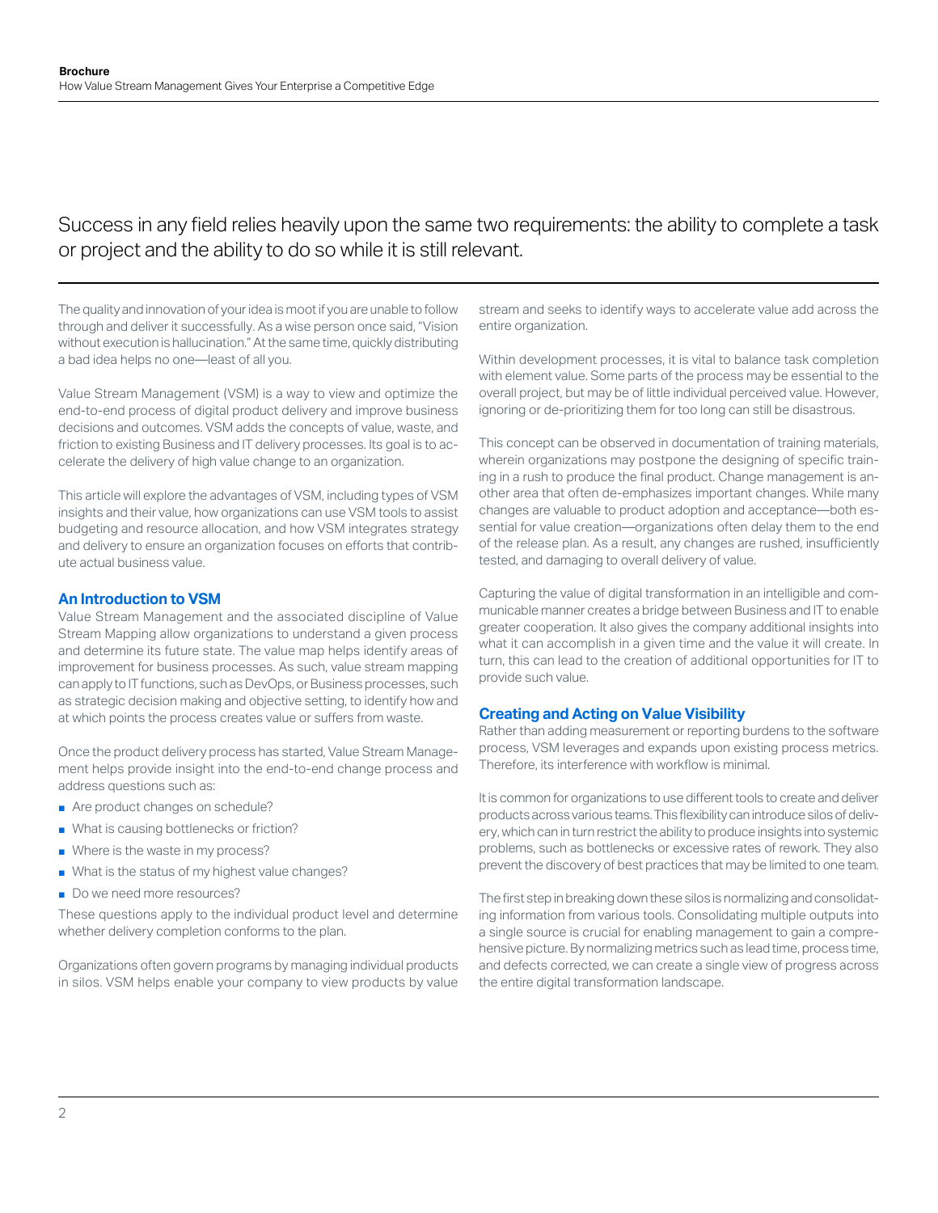Success in any field relies heavily upon the same two requirements: the ability to complete a task or project and the ability to do so while it is still relevant.

The quality and innovation of your idea is moot if you are unable to follow through and deliver it successfully. As a wise person once said, "Vision without execution is hallucination." At the same time, quickly distributing a bad idea helps no one—least of all you.

Value Stream Management (VSM) is a way to view and optimize the end-to-end process of digital product delivery and improve business decisions and outcomes. VSM adds the concepts of value, waste, and friction to existing Business and IT delivery processes. Its goal is to accelerate the delivery of high value change to an organization.

This article will explore the advantages of VSM, including types of VSM insights and their value, how organizations can use VSM tools to assist budgeting and resource allocation, and how VSM integrates strategy and delivery to ensure an organization focuses on efforts that contribute actual business value.

## An Introduction to VSM

Value Stream Management and the associated discipline of Value Stream Mapping allow organizations to understand a given process and determine its future state. The value map helps identify areas of improvement for business processes. As such, value stream mapping can apply to IT functions, such as DevOps, or Business processes, such as strategic decision making and objective setting, to identify how and at which points the process creates value or suffers from waste.

Once the product delivery process has started, Value Stream Management helps provide insight into the end-to-end change process and address questions such as:

- Are product changes on schedule?
- What is causing bottlenecks or friction?
- Where is the waste in my process?
- What is the status of my highest value changes?
- Do we need more resources?

These questions apply to the individual product level and determine whether delivery completion conforms to the plan.

Organizations often govern programs by managing individual products in silos. VSM helps enable your company to view products by value stream and seeks to identify ways to accelerate value add across the entire organization.

Within development processes, it is vital to balance task completion with element value. Some parts of the process may be essential to the overall project, but may be of little individual perceived value. However, ignoring or de-prioritizing them for too long can still be disastrous.

This concept can be observed in documentation of training materials, wherein organizations may postpone the designing of specific training in a rush to produce the final product. Change management is another area that often de-emphasizes important changes. While many changes are valuable to product adoption and acceptance—both essential for value creation—organizations often delay them to the end of the release plan. As a result, any changes are rushed, insufficiently tested, and damaging to overall delivery of value.

Capturing the value of digital transformation in an intelligible and communicable manner creates a bridge between Business and IT to enable greater cooperation. It also gives the company additional insights into what it can accomplish in a given time and the value it will create. In turn, this can lead to the creation of additional opportunities for IT to provide such value.

## Creating and Acting on Value Visibility

Rather than adding measurement or reporting burdens to the software process, VSM leverages and expands upon existing process metrics. Therefore, its interference with workflow is minimal.

It is common for organizations to use different tools to create and deliver products across various teams. This flexibility can introduce silos of delivery, which can in turn restrict the ability to produce insights into systemic problems, such as bottlenecks or excessive rates of rework. They also prevent the discovery of best practices that may be limited to one team.

The first step in breaking down these silos is normalizing and consolidating information from various tools. Consolidating multiple outputs into a single source is crucial for enabling management to gain a comprehensive picture. By normalizing metrics such as lead time, process time, and defects corrected, we can create a single view of progress across the entire digital transformation landscape.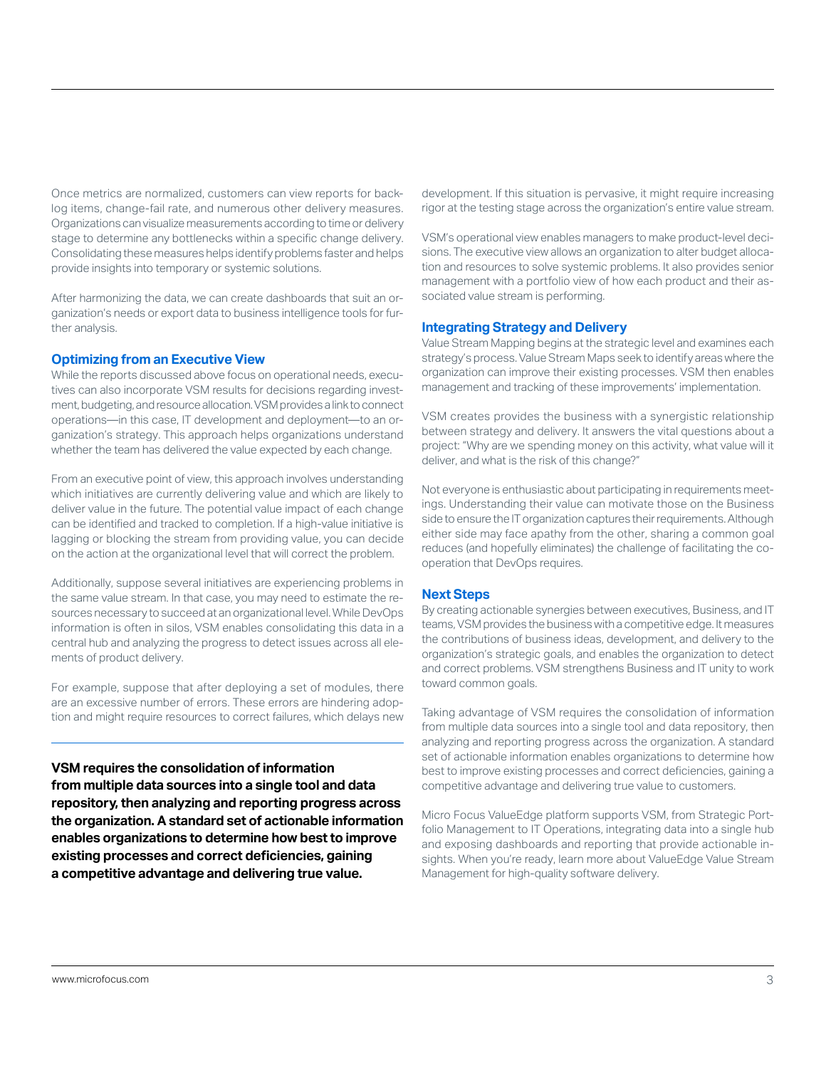Once metrics are normalized, customers can view reports for backlog items, change-fail rate, and numerous other delivery measures. Organizations can visualize measurements according to time or delivery stage to determine any bottlenecks within a specific change delivery. Consolidating these measures helps identify problems faster and helps provide insights into temporary or systemic solutions.

After harmonizing the data, we can create dashboards that suit an organization's needs or export data to business intelligence tools for further analysis.

## Optimizing from an Executive View

While the reports discussed above focus on operational needs, executives can also incorporate VSM results for decisions regarding investment, budgeting, and resource allocation. VSM provides a link to connect operations—in this case, IT development and deployment—to an organization's strategy. This approach helps organizations understand whether the team has delivered the value expected by each change.

From an executive point of view, this approach involves understanding which initiatives are currently delivering value and which are likely to deliver value in the future. The potential value impact of each change can be identified and tracked to completion. If a high-value initiative is lagging or blocking the stream from providing value, you can decide on the action at the organizational level that will correct the problem.

Additionally, suppose several initiatives are experiencing problems in the same value stream. In that case, you may need to estimate the resources necessary to succeed at an organizational level. While DevOps information is often in silos, VSM enables consolidating this data in a central hub and analyzing the progress to detect issues across all elements of product delivery.

For example, suppose that after deploying a set of modules, there are an excessive number of errors. These errors are hindering adoption and might require resources to correct failures, which delays new development. If this situation is pervasive, it might require increasing rigor at the testing stage across the organization's entire value stream.

VSM's operational view enables managers to make product-level decisions. The executive view allows an organization to alter budget allocation and resources to solve systemic problems. It also provides senior management with a portfolio view of how each product and their associated value stream is performing.

**VSM requires the consolidation of information from multiple data sources into a single tool and data repository, then analyzing and reporting progress across the organization. A standard set of actionable information enables organizations to determine how best to improve existing processes and correct deficiencies, gaining a competitive advantage and delivering true value.**

## Integrating Strategy and Delivery

Value Stream Mapping begins at the strategic level and examines each strategy's process. Value Stream Maps seek to identify areas where the organization can improve their existing processes. VSM then enables management and tracking of these improvements' implementation.

VSM creates provides the business with a synergistic relationship between strategy and delivery. It answers the vital questions about a project: "Why are we spending money on this activity, what value will it deliver, and what is the risk of this change?"

Not everyone is enthusiastic about participating in requirements meetings. Understanding their value can motivate those on the Business side to ensure the IT organization captures their requirements. Although either side may face apathy from the other, sharing a common goal reduces (and hopefully eliminates) the challenge of facilitating the cooperation that DevOps requires.

## Next Steps

By creating actionable synergies between executives, Business, and IT teams, VSM provides the business with a competitive edge. It measures the contributions of business ideas, development, and delivery to the organization's strategic goals, and enables the organization to detect and correct problems. VSM strengthens Business and IT unity to work toward common goals.

Taking advantage of VSM requires the consolidation of information from multiple data sources into a single tool and data repository, then analyzing and reporting progress across the organization. A standard set of actionable information enables organizations to determine how best to improve existing processes and correct deficiencies, gaining a competitive advantage and delivering true value to customers.

Micro Focus ValueEdge platform supports VSM, from Strategic Portfolio Management to IT Operations, integrating data into a single hub and exposing dashboards and reporting that provide actionable insights. When you're ready, learn more about ValueEdge Value Stream Management for high-quality software delivery.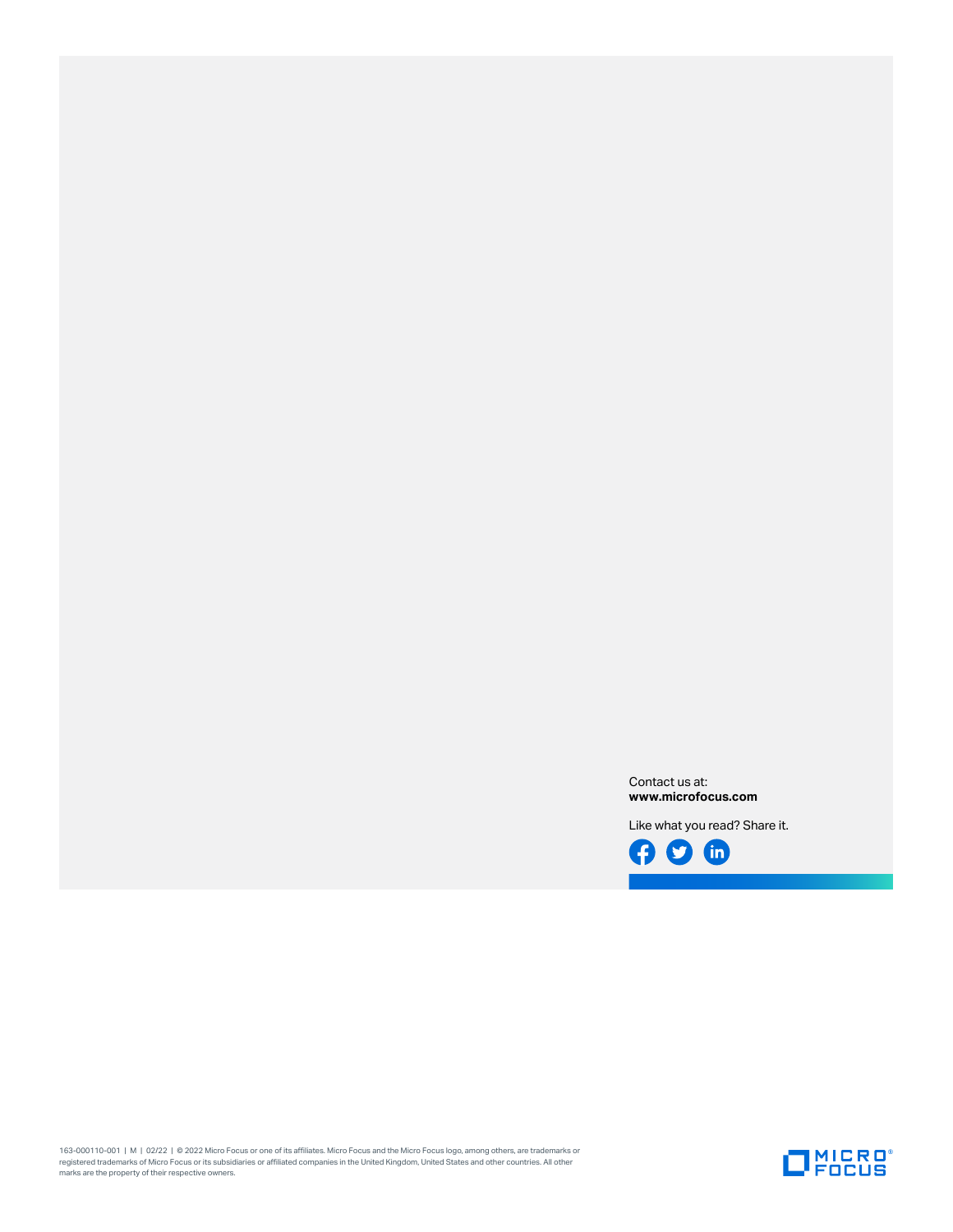Contact us at:
**www.microfocus.com**

Like what you read? Share it.

163-000110-001 | M | 02/22 | © 2022 Micro Focus or one of its affiliates. Micro Focus and the Micro Focus logo, among others, are trademarks or registered trademarks of Micro Focus or its subsidiaries or affiliated companies in the United Kingdom, United States and other countries. All other marks are the property of their respective owners.